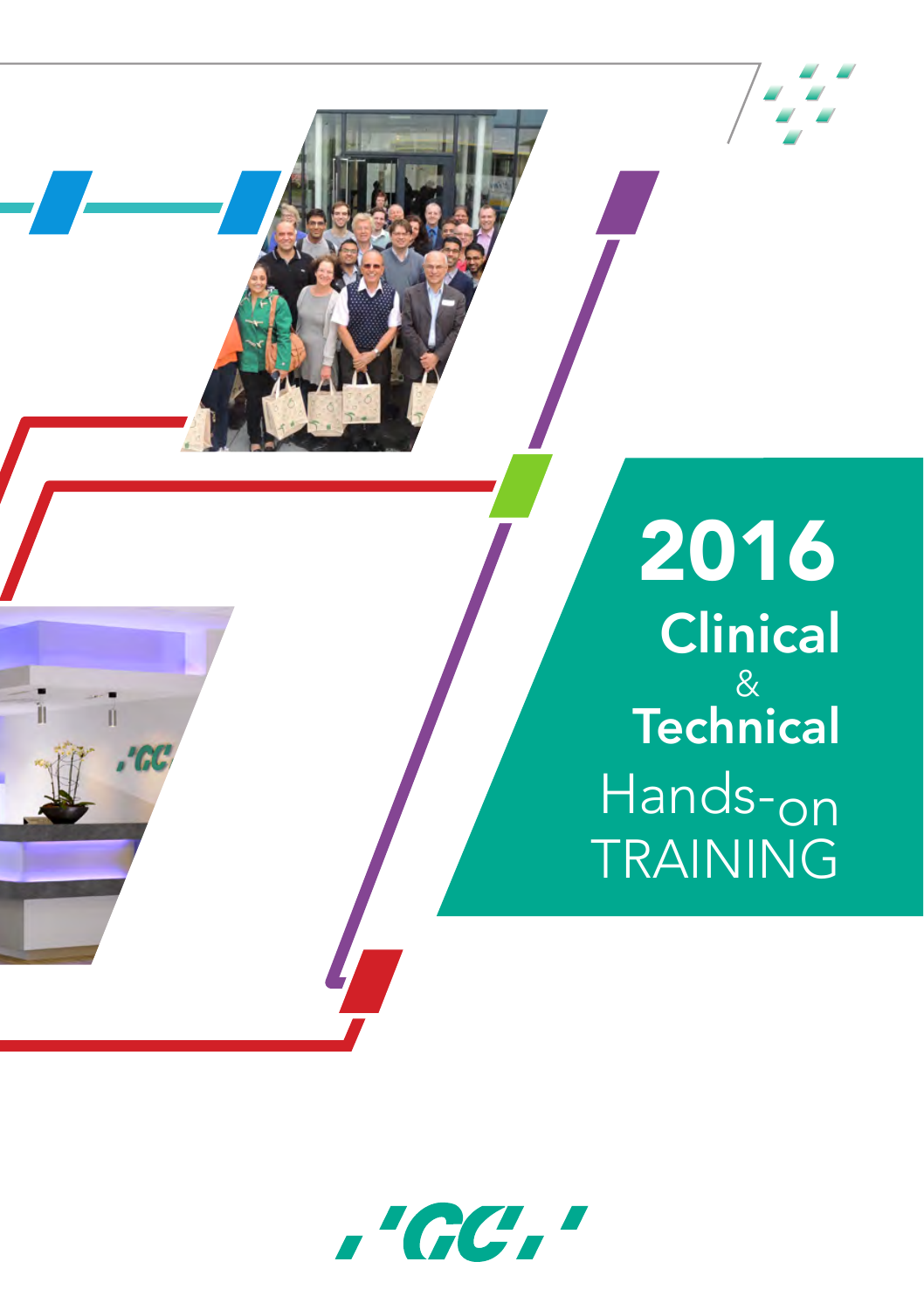# 2016 Clinical & Technical Hands-on TRAINING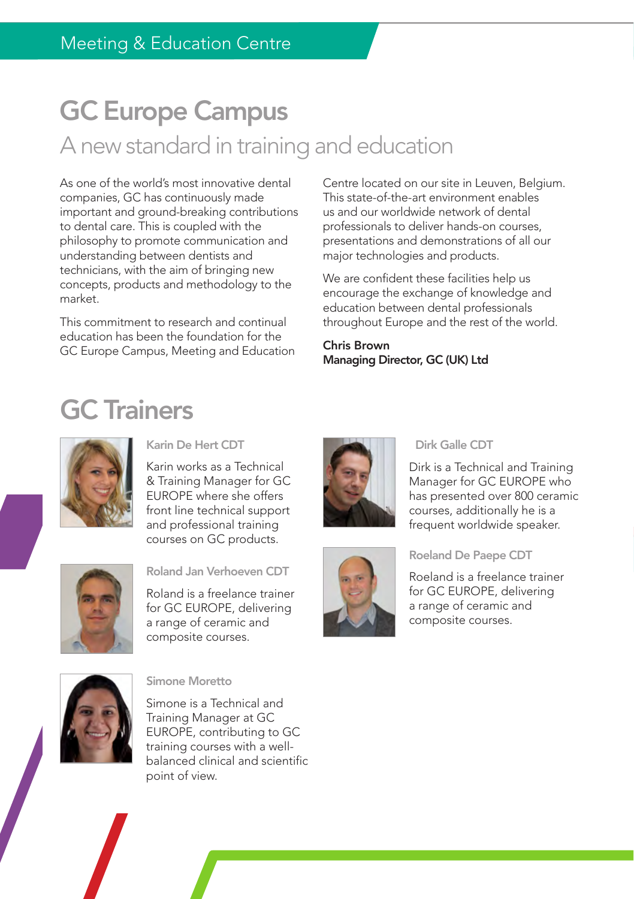Meeting & Education Centre

# GC Europe Campus

## A new standard in training and education

As one of the world's most innovative dental companies, GC has continuously made important and ground-breaking contributions to dental care. This is coupled with the philosophy to promote communication and understanding between dentists and technicians, with the aim of bringing new concepts, products and methodology to the market.

This commitment to research and continual education has been the foundation for the GC Europe Campus, Meeting and Education Centre located on our site in Leuven, Belgium. This state-of-the-art environment enables us and our worldwide network of dental professionals to deliver hands-on courses, presentations and demonstrations of all our major technologies and products.

We are confident these facilities help us encourage the exchange of knowledge and education between dental professionals throughout Europe and the rest of the world.

**Chris Brown**
**Managing Director, GC (UK) Ltd**

# GC Trainers

### Karin De Hert CDT

Karin works as a Technical & Training Manager for GC EUROPE where she offers front line technical support and professional training courses on GC products.

### Roland Jan Verhoeven CDT

Roland is a freelance trainer for GC EUROPE, delivering a range of ceramic and composite courses.

### Simone Moretto

Simone is a Technical and Training Manager at GC EUROPE, contributing to GC training courses with a well-balanced clinical and scientific point of view.

### Dirk Galle CDT

Dirk is a Technical and Training Manager for GC EUROPE who has presented over 800 ceramic courses, additionally he is a frequent worldwide speaker.

### Roeland De Paepe CDT

Roeland is a freelance trainer for GC EUROPE, delivering a range of ceramic and composite courses.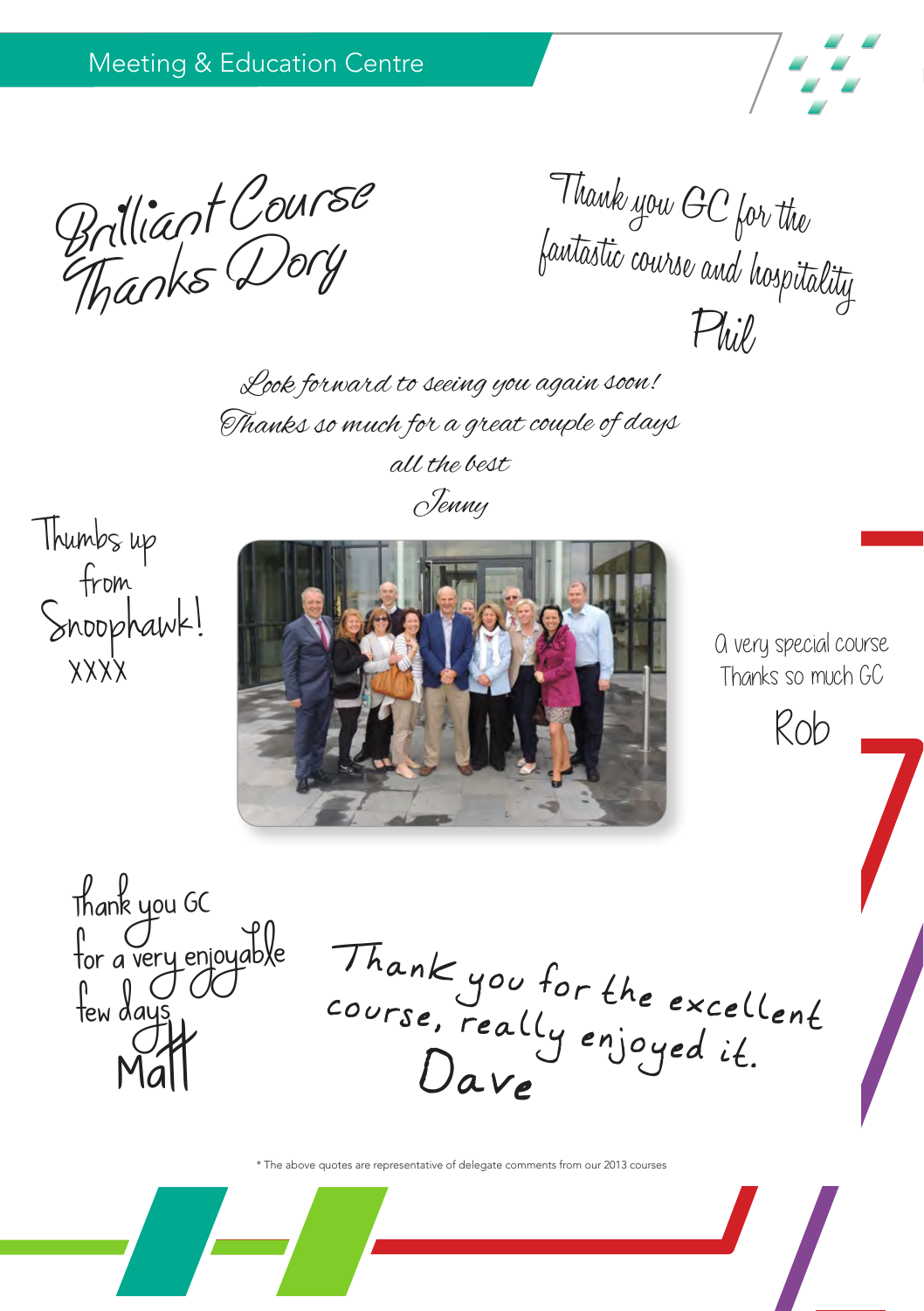Meeting & Education Centre

Brilliant Course
Thanks Dory

Thank you GC for the fantastic course and hospitality
Phil

Look forward to seeing you again soon!
Thanks so much for a great couple of days
all the best
Jenny

Thumbs up from Snoophawk!
XXXX

A very special course
Thanks so much GC
Rob

Thank you GC
for a very enjoyable
few days
Matt

Thank you for the excellent course, really enjoyed it.
Dave

\* The above quotes are representative of delegate comments from our 2013 courses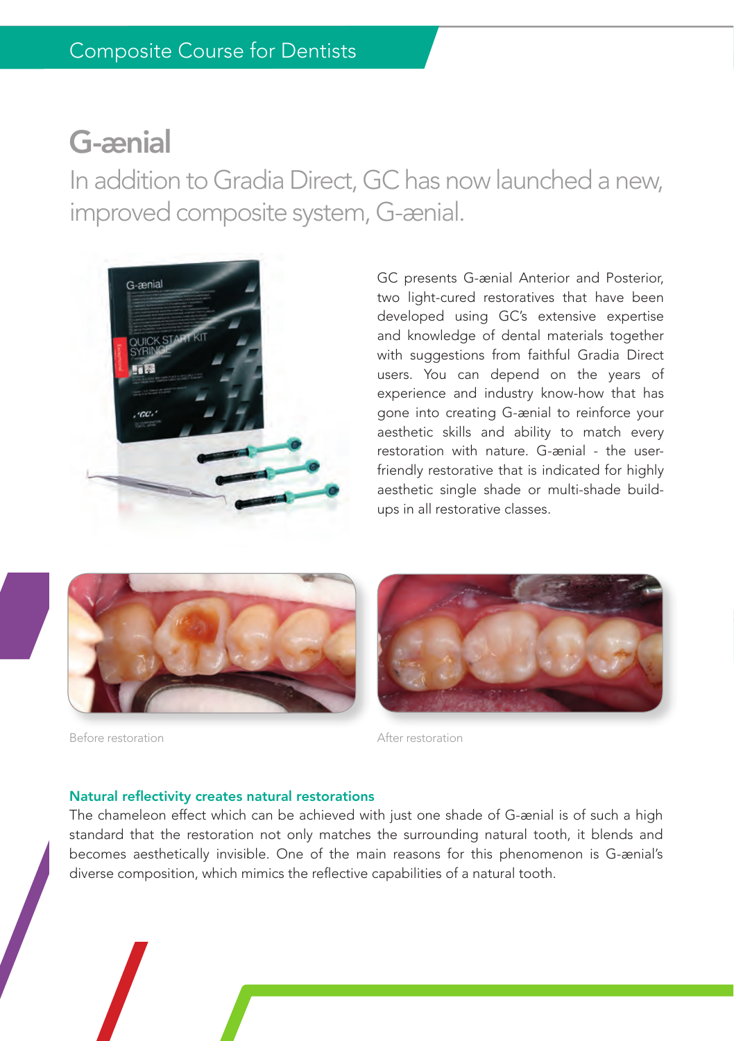# G-ænial

## In addition to Gradia Direct, GC has now launched a new, improved composite system, G-ænial.

GC presents G-ænial Anterior and Posterior, two light-cured restoratives that have been developed using GC's extensive expertise and knowledge of dental materials together with suggestions from faithful Gradia Direct users. You can depend on the years of experience and industry know-how that has gone into creating G-ænial to reinforce your aesthetic skills and ability to match every restoration with nature. G-ænial - the user-friendly restorative that is indicated for highly aesthetic single shade or multi-shade build-ups in all restorative classes.

Before restoration

After restoration

### Natural reflectivity creates natural restorations

The chameleon effect which can be achieved with just one shade of G-ænial is of such a high standard that the restoration not only matches the surrounding natural tooth, it blends and becomes aesthetically invisible. One of the main reasons for this phenomenon is G-ænial's diverse composition, which mimics the reflective capabilities of a natural tooth.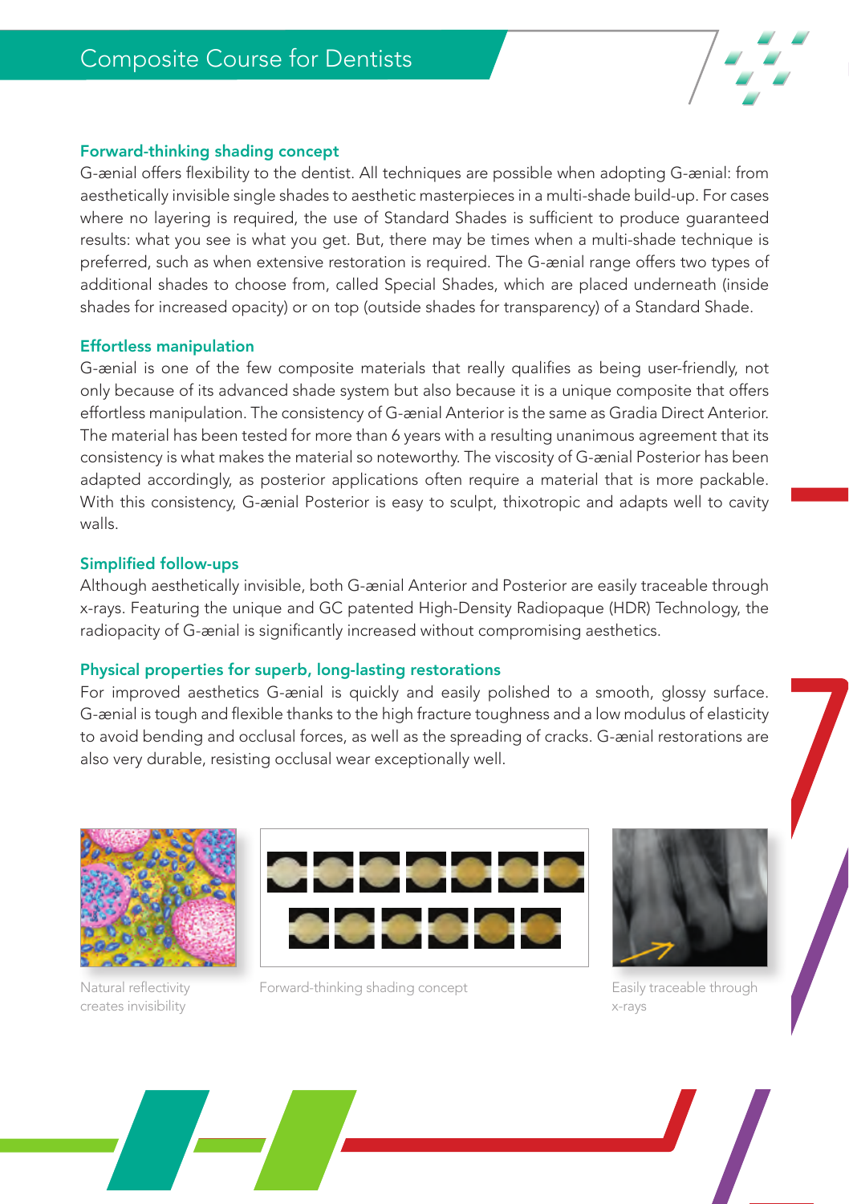# Composite Course for Dentists

### Forward-thinking shading concept

G-ænial offers flexibility to the dentist. All techniques are possible when adopting G-ænial: from aesthetically invisible single shades to aesthetic masterpieces in a multi-shade build-up. For cases where no layering is required, the use of Standard Shades is sufficient to produce guaranteed results: what you see is what you get. But, there may be times when a multi-shade technique is preferred, such as when extensive restoration is required. The G-ænial range offers two types of additional shades to choose from, called Special Shades, which are placed underneath (inside shades for increased opacity) or on top (outside shades for transparency) of a Standard Shade.

### Effortless manipulation

G-ænial is one of the few composite materials that really qualifies as being user-friendly, not only because of its advanced shade system but also because it is a unique composite that offers effortless manipulation. The consistency of G-ænial Anterior is the same as Gradia Direct Anterior. The material has been tested for more than 6 years with a resulting unanimous agreement that its consistency is what makes the material so noteworthy. The viscosity of G-ænial Posterior has been adapted accordingly, as posterior applications often require a material that is more packable. With this consistency, G-ænial Posterior is easy to sculpt, thixotropic and adapts well to cavity walls.

### Simplified follow-ups

Although aesthetically invisible, both G-ænial Anterior and Posterior are easily traceable through x-rays. Featuring the unique and GC patented High-Density Radiopaque (HDR) Technology, the radiopacity of G-ænial is significantly increased without compromising aesthetics.

### Physical properties for superb, long-lasting restorations

For improved aesthetics G-ænial is quickly and easily polished to a smooth, glossy surface. G-ænial is tough and flexible thanks to the high fracture toughness and a low modulus of elasticity to avoid bending and occlusal forces, as well as the spreading of cracks. G-ænial restorations are also very durable, resisting occlusal wear exceptionally well.

Natural reflectivity creates invisibility

Forward-thinking shading concept

Easily traceable through x-rays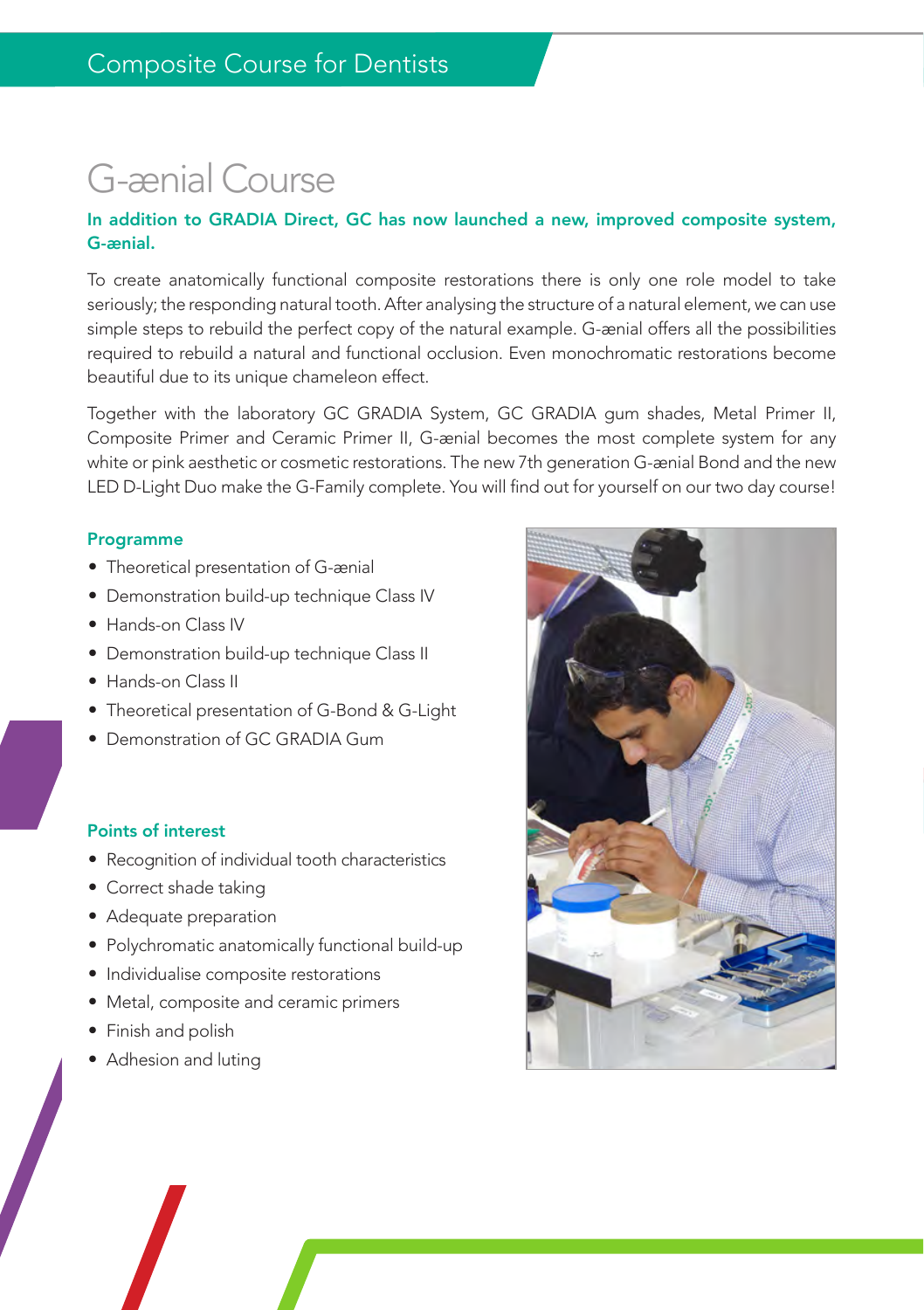# Composite Course for Dentists

## G-ænial Course

**In addition to GRADIA Direct, GC has now launched a new, improved composite system, G-ænial.**

To create anatomically functional composite restorations there is only one role model to take seriously; the responding natural tooth. After analysing the structure of a natural element, we can use simple steps to rebuild the perfect copy of the natural example. G-ænial offers all the possibilities required to rebuild a natural and functional occlusion. Even monochromatic restorations become beautiful due to its unique chameleon effect.

Together with the laboratory GC GRADIA System, GC GRADIA gum shades, Metal Primer II, Composite Primer and Ceramic Primer II, G-ænial becomes the most complete system for any white or pink aesthetic or cosmetic restorations. The new 7th generation G-ænial Bond and the new LED D-Light Duo make the G-Family complete. You will find out for yourself on our two day course!

### Programme

- Theoretical presentation of G-ænial
- Demonstration build-up technique Class IV
- Hands-on Class IV
- Demonstration build-up technique Class II
- Hands-on Class II
- Theoretical presentation of G-Bond & G-Light
- Demonstration of GC GRADIA Gum

### Points of interest

- Recognition of individual tooth characteristics
- Correct shade taking
- Adequate preparation
- Polychromatic anatomically functional build-up
- Individualise composite restorations
- Metal, composite and ceramic primers
- Finish and polish
- Adhesion and luting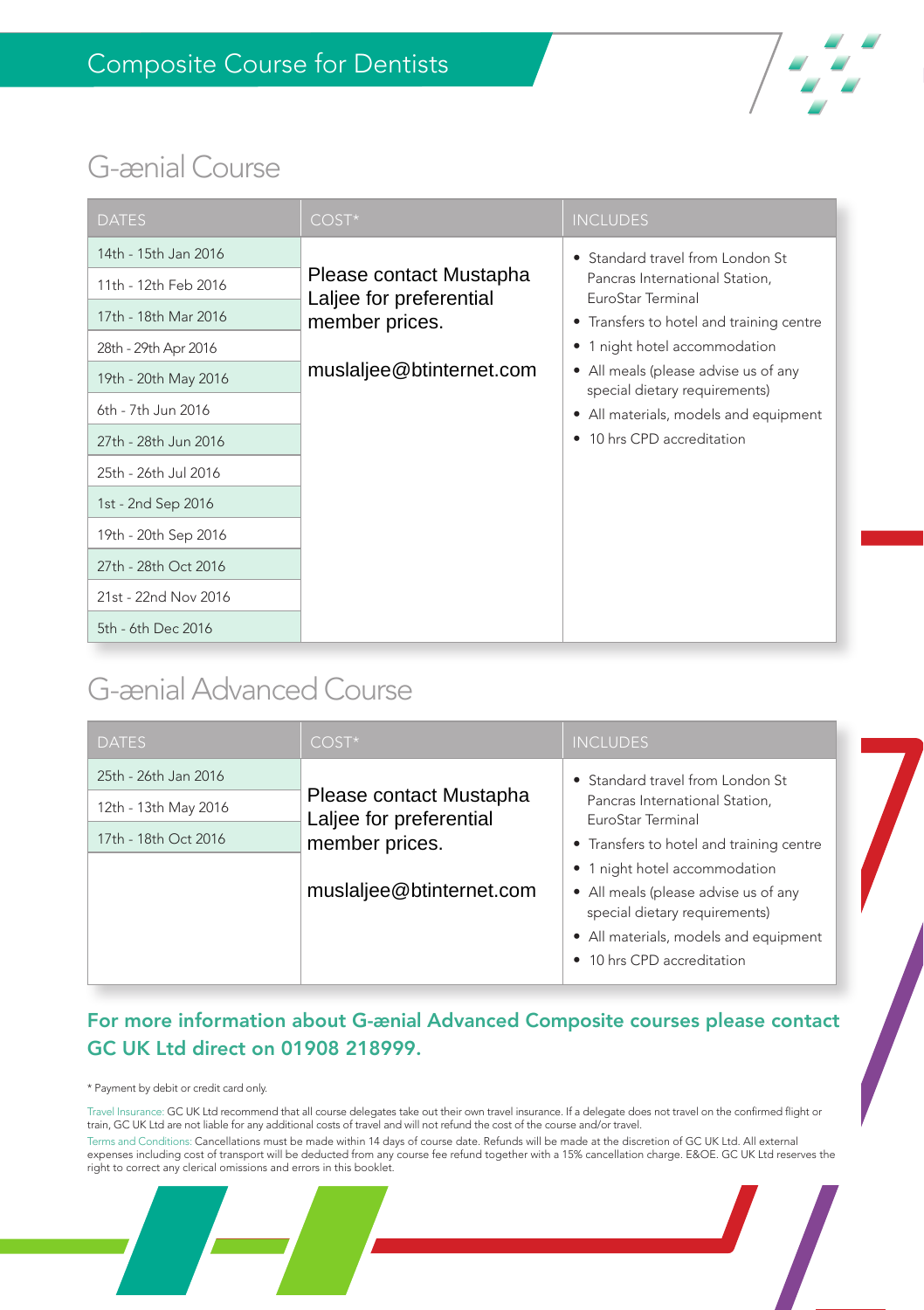# Composite Course for Dentists

## G-ænial Course

| DATES | COST* | INCLUDES |
|---|---|---|
| 14th - 15th Jan 2016 | Please contact Mustapha Laljee for preferential member prices. muslaljee@btinternet.com | • Standard travel from London St Pancras International Station, EuroStar Terminal • Transfers to hotel and training centre • 1 night hotel accommodation • All meals (please advise us of any special dietary requirements) • All materials, models and equipment • 10 hrs CPD accreditation |
| 11th - 12th Feb 2016 | | |
| 17th - 18th Mar 2016 | | |
| 28th - 29th Apr 2016 | | |
| 19th - 20th May 2016 | | |
| 6th - 7th Jun 2016 | | |
| 27th - 28th Jun 2016 | | |
| 25th - 26th Jul 2016 | | |
| 1st - 2nd Sep 2016 | | |
| 19th - 20th Sep 2016 | | |
| 27th - 28th Oct 2016 | | |
| 21st - 22nd Nov 2016 | | |
| 5th - 6th Dec 2016 | | |

## G-ænial Advanced Course

| DATES | COST* | INCLUDES |
|---|---|---|
| 25th - 26th Jan 2016 | Please contact Mustapha Laljee for preferential member prices. muslaljee@btinternet.com | • Standard travel from London St Pancras International Station, EuroStar Terminal • Transfers to hotel and training centre • 1 night hotel accommodation • All meals (please advise us of any special dietary requirements) • All materials, models and equipment • 10 hrs CPD accreditation |
| 12th - 13th May 2016 | | |
| 17th - 18th Oct 2016 | | |

**For more information about G-ænial Advanced Composite courses please contact GC UK Ltd direct on 01908 218999.**

* Payment by debit or credit card only.

Travel Insurance: GC UK Ltd recommend that all course delegates take out their own travel insurance. If a delegate does not travel on the confirmed flight or train, GC UK Ltd are not liable for any additional costs of travel and will not refund the cost of the course and/or travel.

Terms and Conditions: Cancellations must be made within 14 days of course date. Refunds will be made at the discretion of GC UK Ltd. All external expenses including cost of transport will be deducted from any course fee refund together with a 15% cancellation charge. E&OE. GC UK Ltd reserves the right to correct any clerical omissions and errors in this booklet.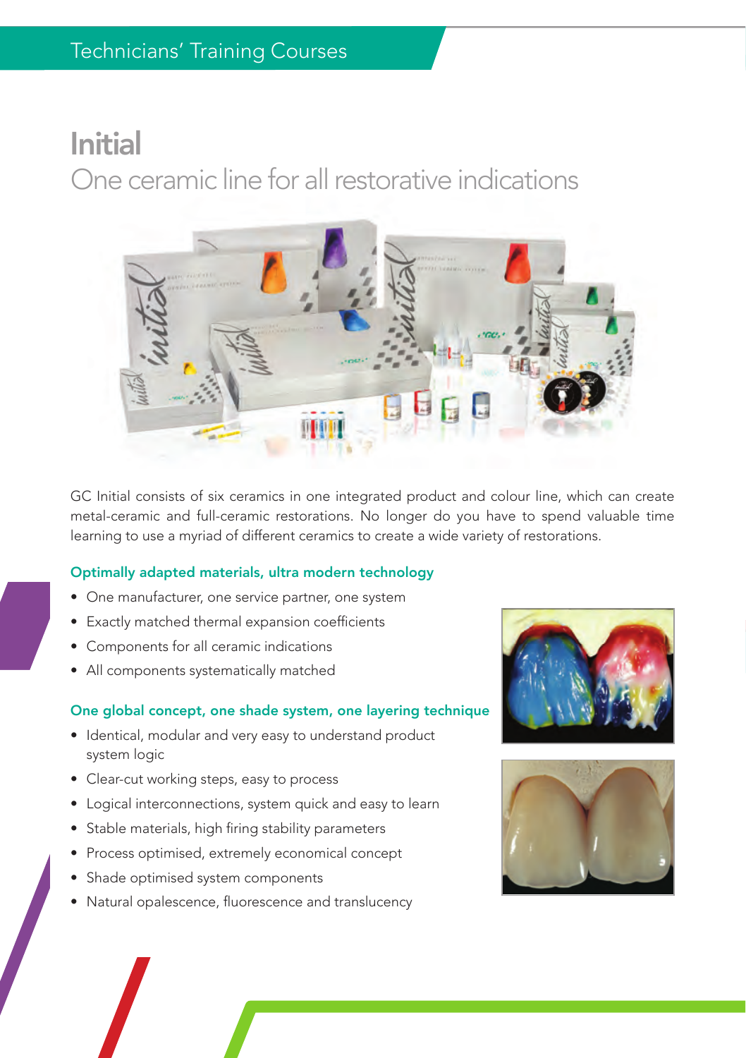# Initial

## One ceramic line for all restorative indications

GC Initial consists of six ceramics in one integrated product and colour line, which can create metal-ceramic and full-ceramic restorations. No longer do you have to spend valuable time learning to use a myriad of different ceramics to create a wide variety of restorations.

### Optimally adapted materials, ultra modern technology

- One manufacturer, one service partner, one system
- Exactly matched thermal expansion coefficients
- Components for all ceramic indications
- All components systematically matched

### One global concept, one shade system, one layering technique

- Identical, modular and very easy to understand product system logic
- Clear-cut working steps, easy to process
- Logical interconnections, system quick and easy to learn
- Stable materials, high firing stability parameters
- Process optimised, extremely economical concept
- Shade optimised system components
- Natural opalescence, fluorescence and translucency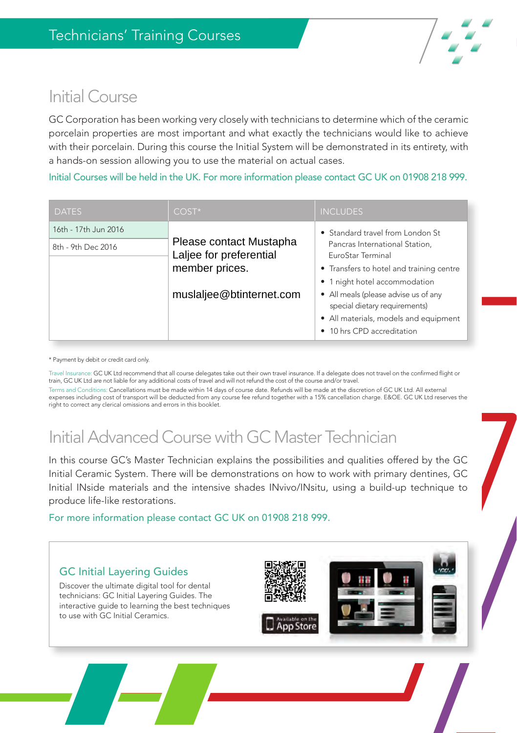# Technicians' Training Courses

## Initial Course

GC Corporation has been working very closely with technicians to determine which of the ceramic porcelain properties are most important and what exactly the technicians would like to achieve with their porcelain. During this course the Initial System will be demonstrated in its entirety, with a hands-on session allowing you to use the material on actual cases.

Initial Courses will be held in the UK. For more information please contact GC UK on 01908 218 999.

| DATES | COST* | INCLUDES |
|---|---|---|
| 16th - 17th Jun 2016<br>8th - 9th Dec 2016 | Please contact Mustapha Laljee for preferential member prices.<br><br>muslaljee@btinternet.com | • Standard travel from London St Pancras International Station, EuroStar Terminal<br>• Transfers to hotel and training centre<br>• 1 night hotel accommodation<br>• All meals (please advise us of any special dietary requirements)<br>• All materials, models and equipment<br>• 10 hrs CPD accreditation |

\* Payment by debit or credit card only.

Travel Insurance: GC UK Ltd recommend that all course delegates take out their own travel insurance. If a delegate does not travel on the confirmed flight or train, GC UK Ltd are not liable for any additional costs of travel and will not refund the cost of the course and/or travel.

Terms and Conditions: Cancellations must be made within 14 days of course date. Refunds will be made at the discretion of GC UK Ltd. All external expenses including cost of transport will be deducted from any course fee refund together with a 15% cancellation charge. E&OE. GC UK Ltd reserves the right to correct any clerical omissions and errors in this booklet.

## Initial Advanced Course with GC Master Technician

In this course GC's Master Technician explains the possibilities and qualities offered by the GC Initial Ceramic System. There will be demonstrations on how to work with primary dentines, GC Initial INside materials and the intensive shades INvivo/INsitu, using a build-up technique to produce life-like restorations.

For more information please contact GC UK on 01908 218 999.

### GC Initial Layering Guides

Discover the ultimate digital tool for dental technicians: GC Initial Layering Guides. The interactive guide to learning the best techniques to use with GC Initial Ceramics.

Available on the App Store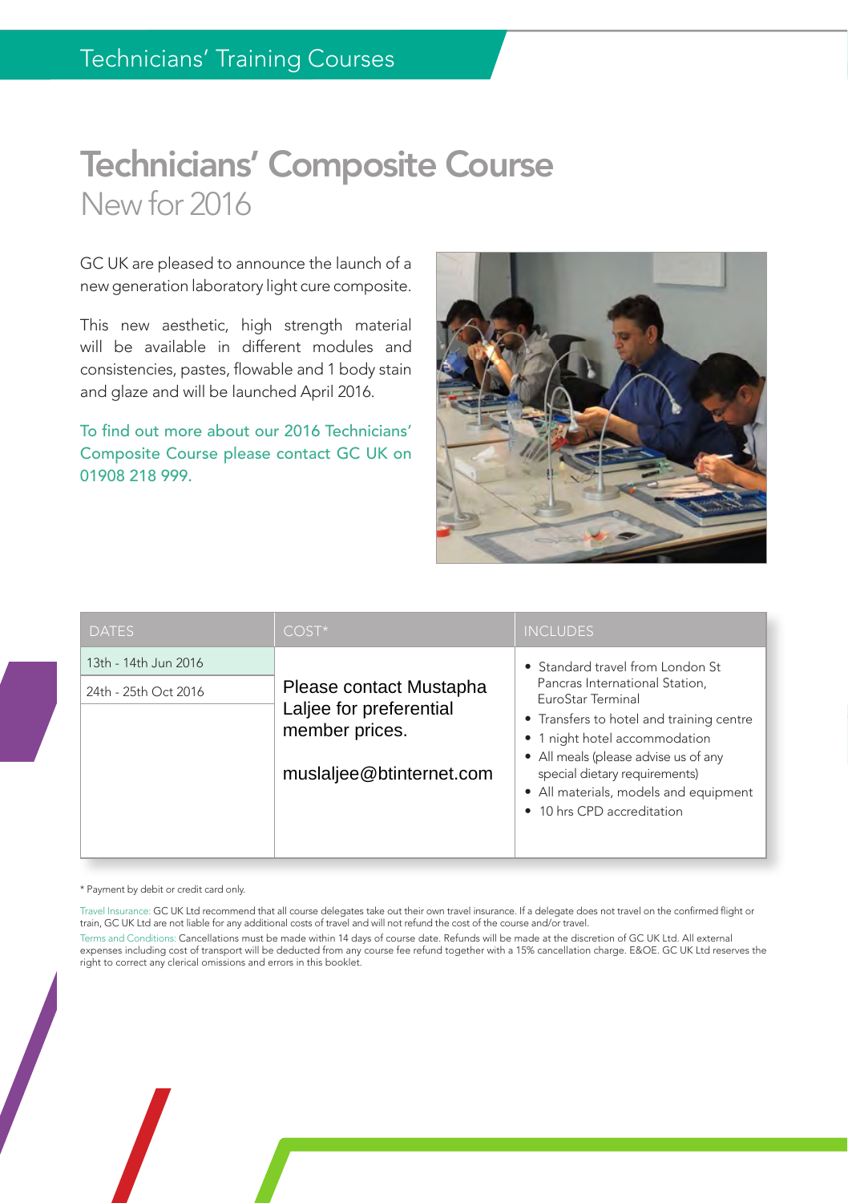# Technicians' Composite Course

## New for 2016

GC UK are pleased to announce the launch of a new generation laboratory light cure composite.

This new aesthetic, high strength material will be available in different modules and consistencies, pastes, flowable and 1 body stain and glaze and will be launched April 2016.

To find out more about our 2016 Technicians' Composite Course please contact GC UK on 01908 218 999.

| DATES | COST* | INCLUDES |
|---|---|---|
| 13th - 14th Jun 2016<br>24th - 25th Oct 2016 | Please contact Mustapha Laljee for preferential member prices.<br><br>muslaljee@btinternet.com | • Standard travel from London St Pancras International Station, EuroStar Terminal<br>• Transfers to hotel and training centre<br>• 1 night hotel accommodation<br>• All meals (please advise us of any special dietary requirements)<br>• All materials, models and equipment<br>• 10 hrs CPD accreditation |

\* Payment by debit or credit card only.

Travel Insurance: GC UK Ltd recommend that all course delegates take out their own travel insurance. If a delegate does not travel on the confirmed flight or train, GC UK Ltd are not liable for any additional costs of travel and will not refund the cost of the course and/or travel.

Terms and Conditions: Cancellations must be made within 14 days of course date. Refunds will be made at the discretion of GC UK Ltd. All external expenses including cost of transport will be deducted from any course fee refund together with a 15% cancellation charge. E&OE. GC UK Ltd reserves the right to correct any clerical omissions and errors in this booklet.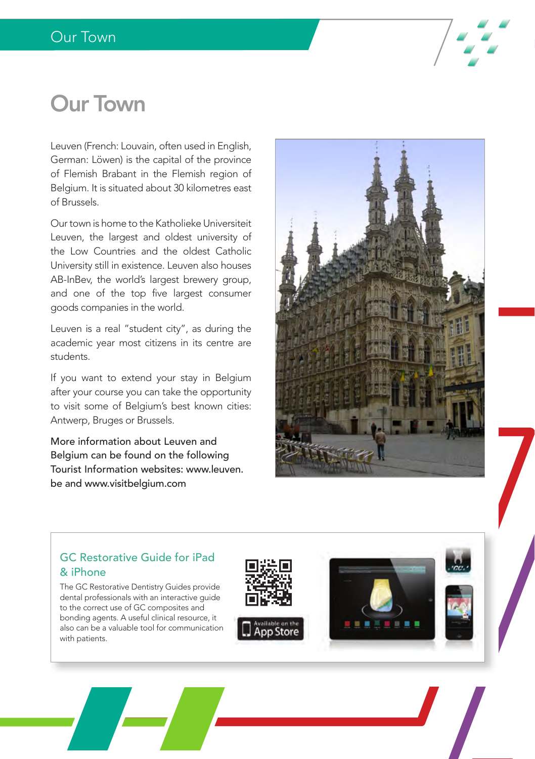# Our Town

Leuven (French: Louvain, often used in English, German: Löwen) is the capital of the province of Flemish Brabant in the Flemish region of Belgium. It is situated about 30 kilometres east of Brussels.

Our town is home to the Katholieke Universiteit Leuven, the largest and oldest university of the Low Countries and the oldest Catholic University still in existence. Leuven also houses AB-InBev, the world's largest brewery group, and one of the top five largest consumer goods companies in the world.

Leuven is a real "student city", as during the academic year most citizens in its centre are students.

If you want to extend your stay in Belgium after your course you can take the opportunity to visit some of Belgium's best known cities: Antwerp, Bruges or Brussels.

More information about Leuven and Belgium can be found on the following Tourist Information websites: www.leuven.be and www.visitbelgium.com

## GC Restorative Guide for iPad & iPhone

The GC Restorative Dentistry Guides provide dental professionals with an interactive guide to the correct use of GC composites and bonding agents. A useful clinical resource, it also can be a valuable tool for communication with patients.

Available on the App Store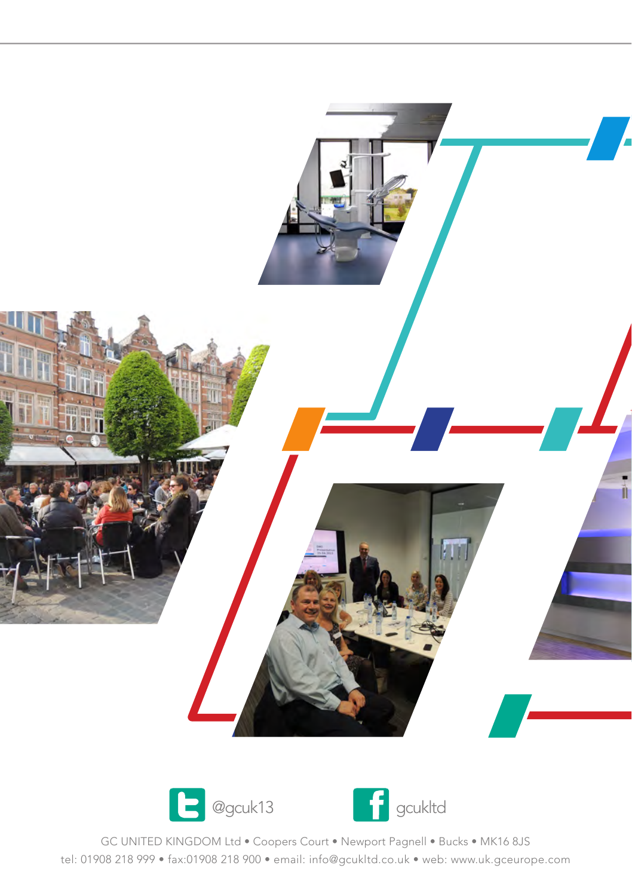@gcuk13

gcukltd

GC UNITED KINGDOM Ltd • Coopers Court • Newport Pagnell • Bucks • MK16 8JS
tel: 01908 218 999 • fax:01908 218 900 • email: info@gcukltd.co.uk • web: www.uk.gceurope.com